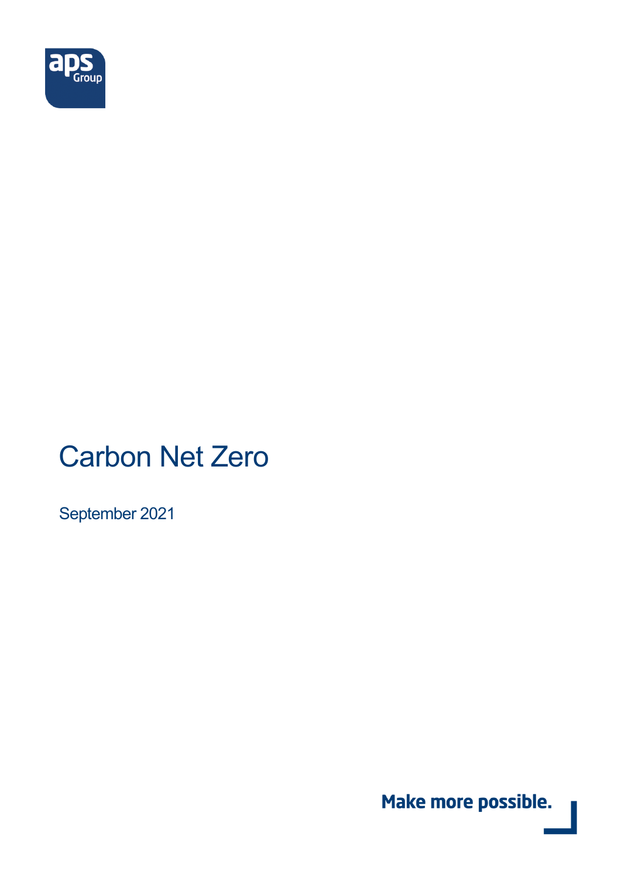aps Group

# Carbon Net Zero

September 2021

Make more possible.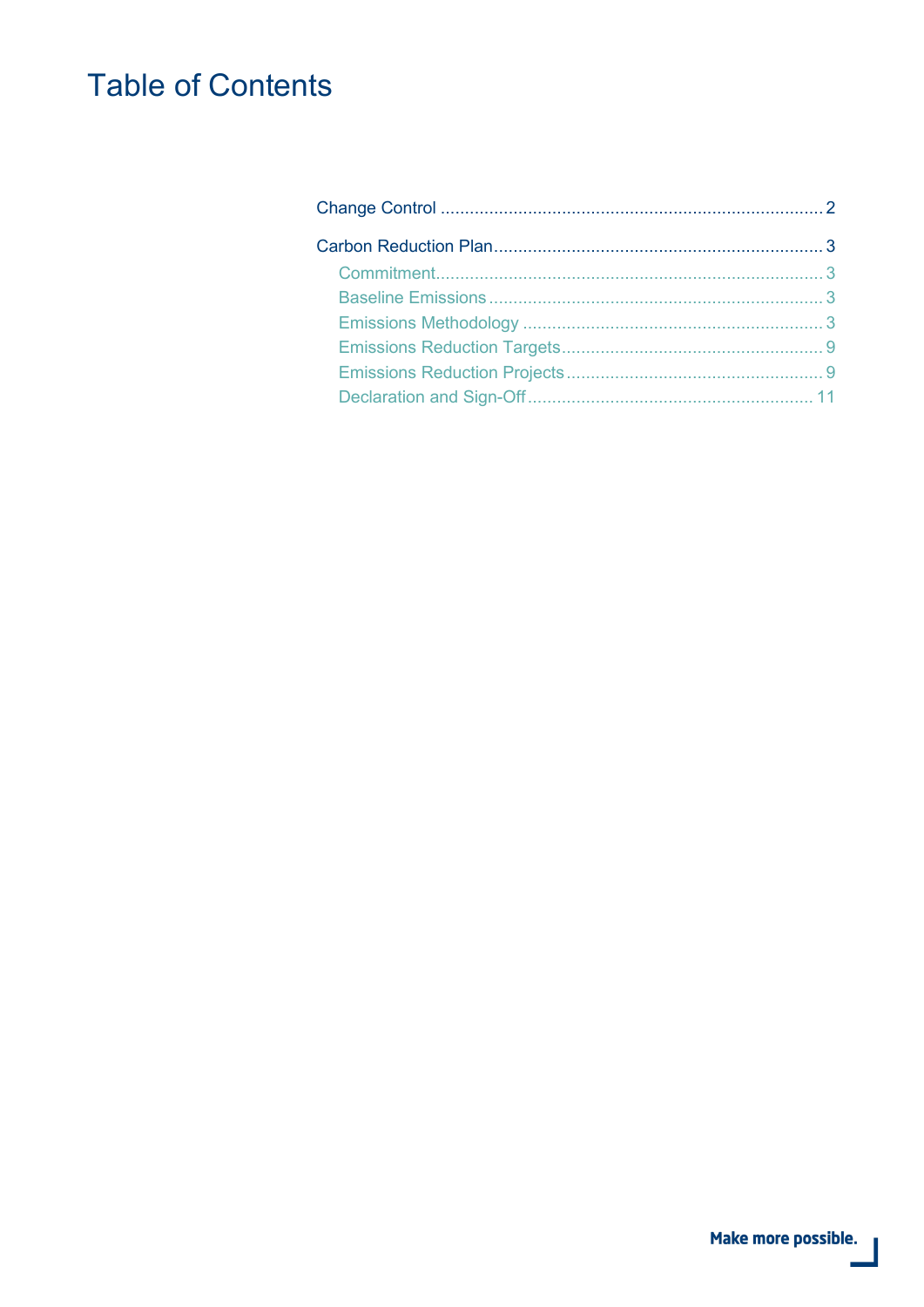# Table of Contents

Change Control ..... 2

Carbon Reduction Plan ..... 3

- Commitment ..... 3
- Baseline Emissions ..... 3
- Emissions Methodology ..... 3
- Emissions Reduction Targets ..... 9
- Emissions Reduction Projects ..... 9
- Declaration and Sign-Off ..... 11

Make more possible.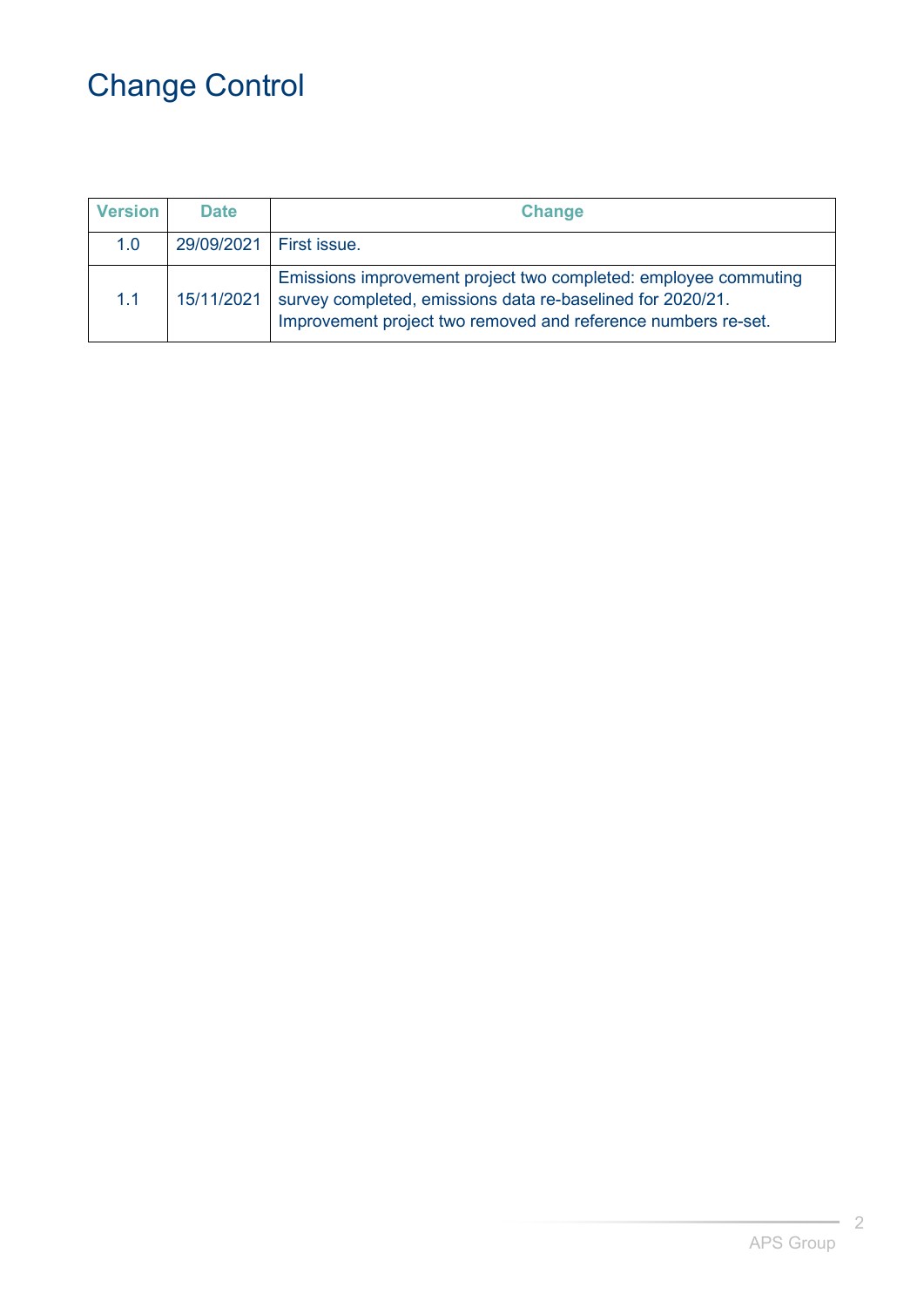# Change Control

| Version | Date | Change |
| --- | --- | --- |
| 1.0 | 29/09/2021 | First issue. |
| 1.1 | 15/11/2021 | Emissions improvement project two completed: employee commuting survey completed, emissions data re-baselined for 2020/21. Improvement project two removed and reference numbers re-set. |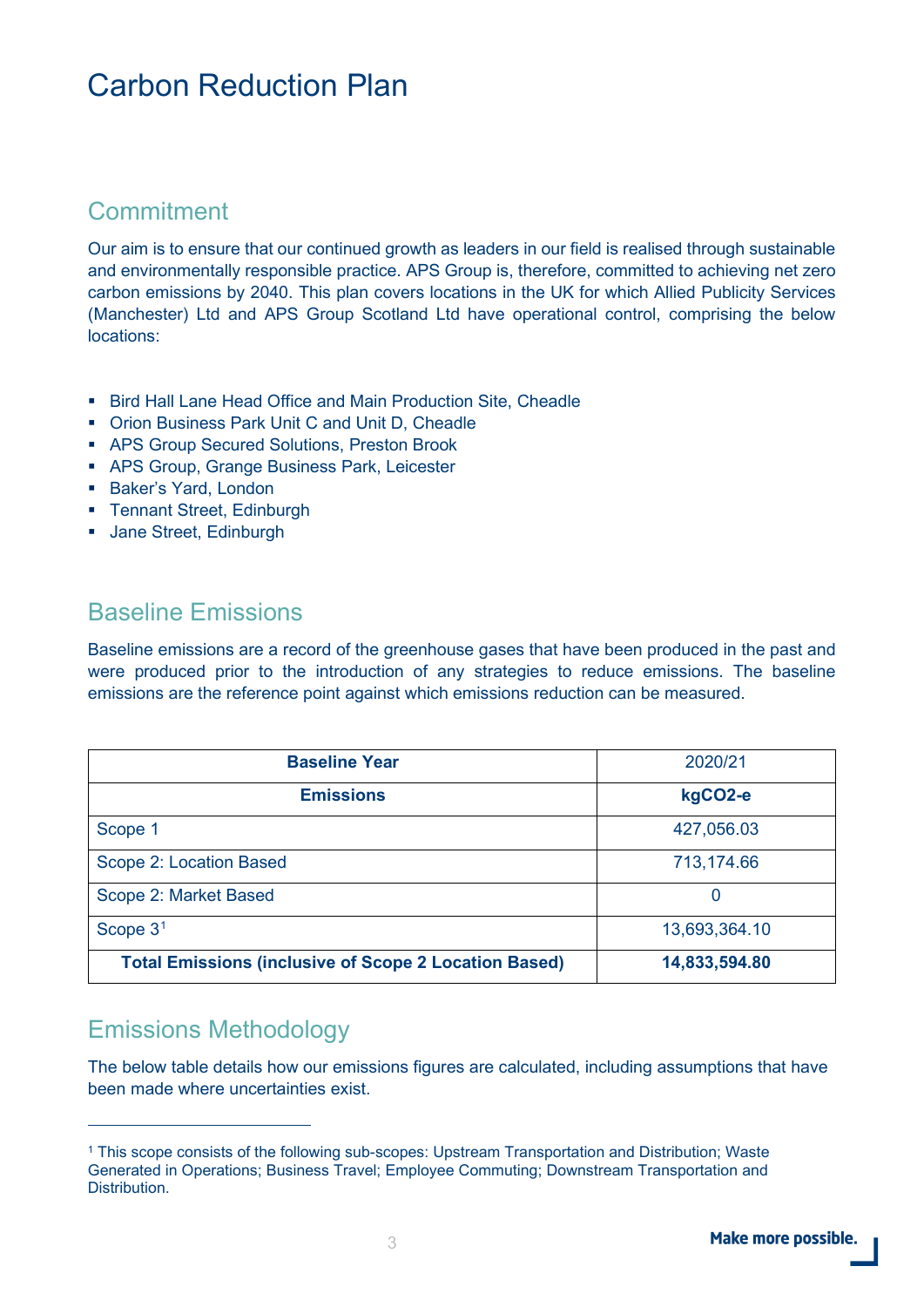# Carbon Reduction Plan

## Commitment

Our aim is to ensure that our continued growth as leaders in our field is realised through sustainable and environmentally responsible practice. APS Group is, therefore, committed to achieving net zero carbon emissions by 2040. This plan covers locations in the UK for which Allied Publicity Services (Manchester) Ltd and APS Group Scotland Ltd have operational control, comprising the below locations:

- Bird Hall Lane Head Office and Main Production Site, Cheadle
- Orion Business Park Unit C and Unit D, Cheadle
- APS Group Secured Solutions, Preston Brook
- APS Group, Grange Business Park, Leicester
- Baker's Yard, London
- Tennant Street, Edinburgh
- Jane Street, Edinburgh

## Baseline Emissions

Baseline emissions are a record of the greenhouse gases that have been produced in the past and were produced prior to the introduction of any strategies to reduce emissions. The baseline emissions are the reference point against which emissions reduction can be measured.

| **Baseline Year** | 2020/21 |
|---|---|
| **Emissions** | **kgCO2-e** |
| Scope 1 | 427,056.03 |
| Scope 2: Location Based | 713,174.66 |
| Scope 2: Market Based | 0 |
| Scope 3[1] | 13,693,364.10 |
| **Total Emissions (inclusive of Scope 2 Location Based)** | **14,833,594.80** |

## Emissions Methodology

The below table details how our emissions figures are calculated, including assumptions that have been made where uncertainties exist.

[1] This scope consists of the following sub-scopes: Upstream Transportation and Distribution; Waste Generated in Operations; Business Travel; Employee Commuting; Downstream Transportation and Distribution.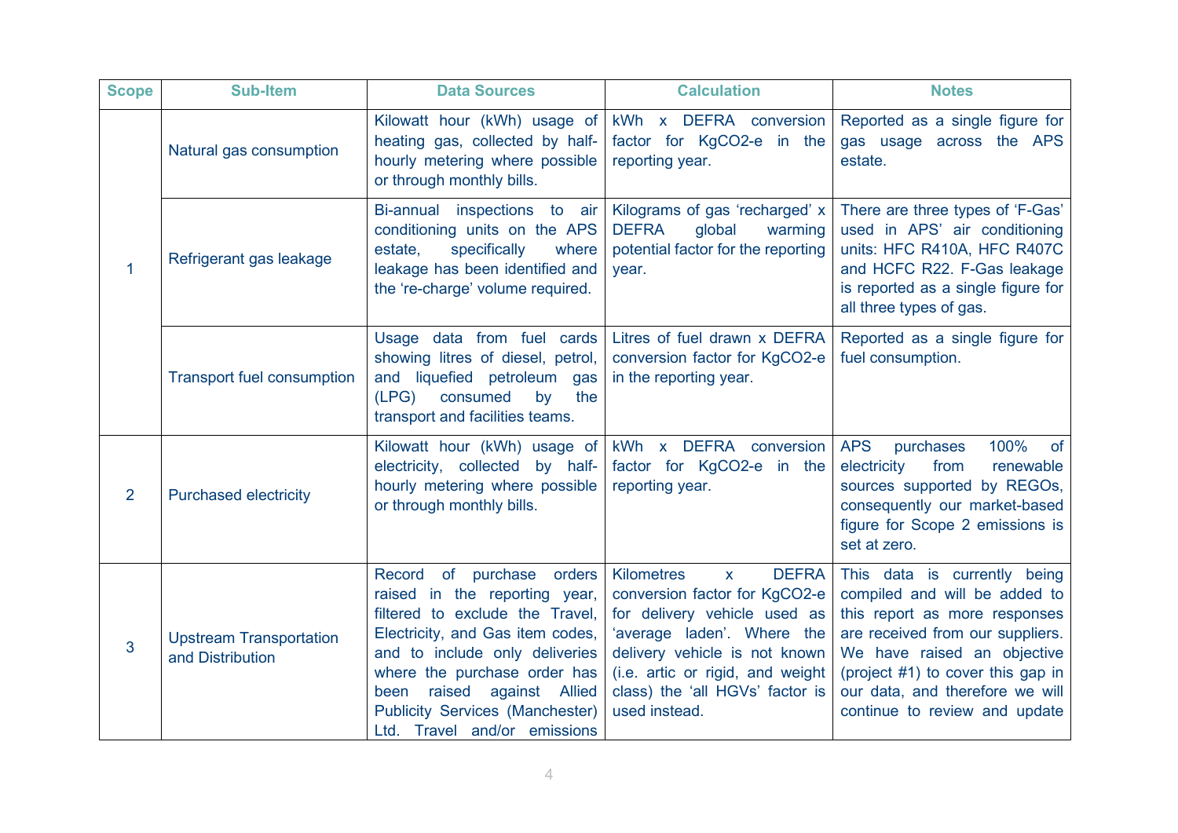| Scope | Sub-Item | Data Sources | Calculation | Notes |
|---|---|---|---|---|
| 1 | Natural gas consumption | Kilowatt hour (kWh) usage of heating gas, collected by half-hourly metering where possible or through monthly bills. | kWh x DEFRA conversion factor for KgCO2-e in the reporting year. | Reported as a single figure for gas usage across the APS estate. |
| | Refrigerant gas leakage | Bi-annual inspections to air conditioning units on the APS estate, specifically where leakage has been identified and the 're-charge' volume required. | Kilograms of gas 'recharged' x DEFRA global warming potential factor for the reporting year. | There are three types of 'F-Gas' used in APS' air conditioning units: HFC R410A, HFC R407C and HCFC R22. F-Gas leakage is reported as a single figure for all three types of gas. |
| | Transport fuel consumption | Usage data from fuel cards showing litres of diesel, petrol, and liquified petroleum gas (LPG) consumed by the transport and facilities teams. | Litres of fuel drawn x DEFRA conversion factor for KgCO2-e in the reporting year. | Reported as a single figure for fuel consumption. |
| 2 | Purchased electricity | Kilowatt hour (kWh) usage of electricity, collected by half-hourly metering where possible or through monthly bills. | kWh x DEFRA conversion factor for KgCO2-e in the reporting year. | APS purchases 100% of electricity from renewable sources supported by REGOs, consequently our market-based figure for Scope 2 emissions is set at zero. |
| 3 | Upstream Transportation and Distribution | Record of purchase orders raised in the reporting year, filtered to exclude the Travel, Electricity, and Gas item codes, and to include only deliveries where the purchase order has been raised against Allied Publicity Services (Manchester) Ltd. Travel and/or emissions | Kilometres x DEFRA conversion factor for KgCO2-e for delivery vehicle used as 'average laden'. Where the delivery vehicle is not known (i.e. artic or rigid, and weight class) the 'all HGVs' factor is used instead. | This data is currently being compiled and will be added to this report as more responses are received from our suppliers. We have raised an objective (project #1) to cover this gap in our data, and therefore we will continue to review and update |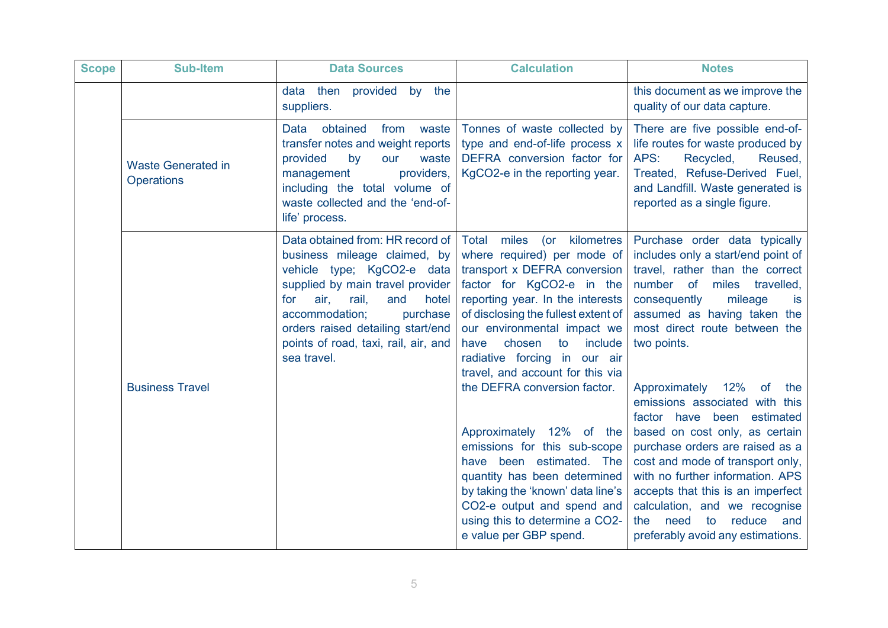| Scope | Sub-Item | Data Sources | Calculation | Notes |
|---|---|---|---|---|
| | | data then provided by the suppliers. | | this document as we improve the quality of our data capture. |
| | Waste Generated in Operations | Data obtained from waste transfer notes and weight reports provided by our waste management providers, including the total volume of waste collected and the 'end-of-life' process. | Tonnes of waste collected by type and end-of-life process x DEFRA conversion factor for $KgCO_2$-e in the reporting year. | There are five possible end-of-life routes for waste produced by APS: Recycled, Reused, Treated, Refuse-Derived Fuel, and Landfill. Waste generated is reported as a single figure. |
| | Business Travel | Data obtained from: HR record of business mileage claimed, by vehicle type; $KgCO_2$-e data supplied by main travel provider for air, rail, and hotel accommodation; purchase orders raised detailing start/end points of road, taxi, rail, air, and sea travel. | Total miles (or kilometres where required) per mode of transport x DEFRA conversion factor for $KgCO_2$-e in the reporting year. In the interests of disclosing the fullest extent of our environmental impact we have chosen to include radiative forcing in our air travel, and account for this via the DEFRA conversion factor.<br><br>Approximately 12% of the emissions for this sub-scope have been estimated. The quantity has been determined by taking the 'known' data line's $CO_2$-e output and spend and using this to determine a $CO_2$-e value per GBP spend. | Purchase order data typically includes only a start/end point of travel, rather than the correct number of miles travelled, consequently mileage is assumed as having taken the most direct route between the two points.<br><br>Approximately 12% of the emissions associated with this factor have been estimated based on cost only, as certain purchase orders are raised as a cost and mode of transport only, with no further information. APS accepts that this is an imperfect calculation, and we recognise the need to reduce and preferably avoid any estimations. |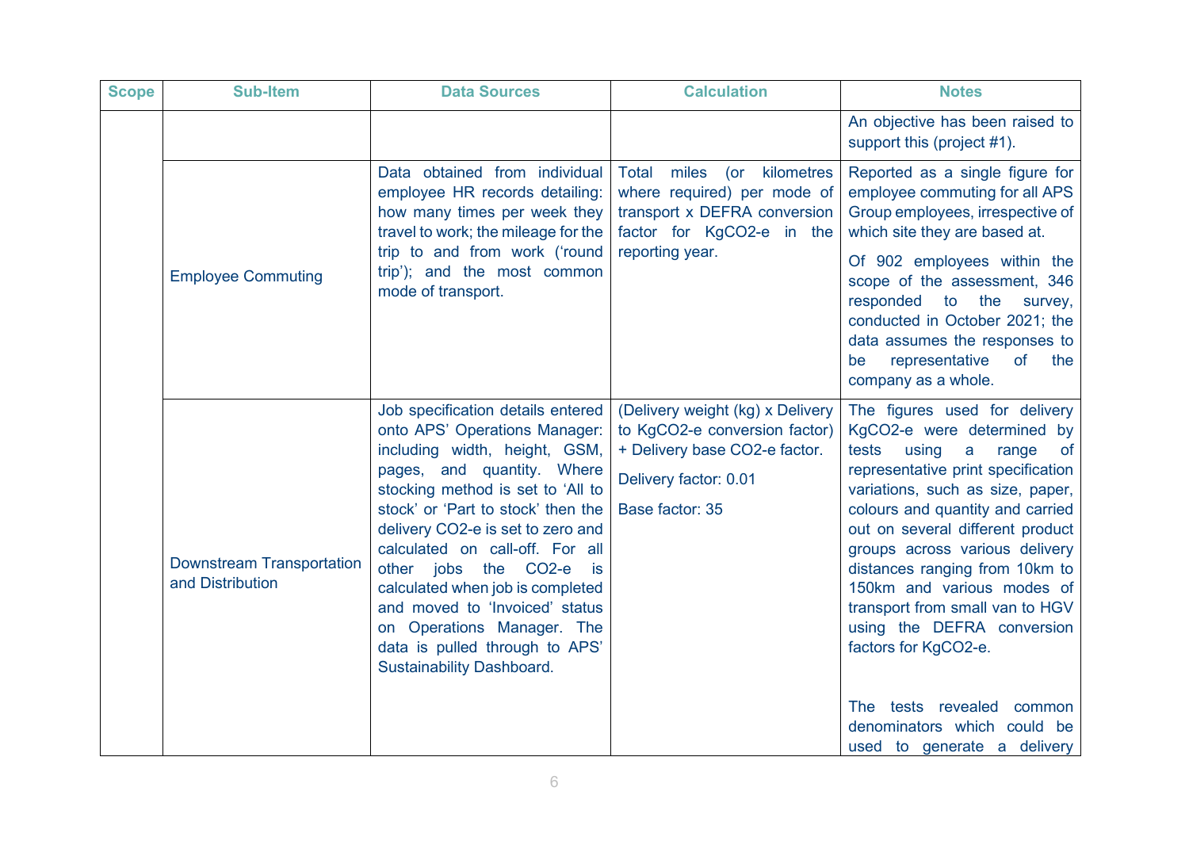| Scope | Sub-Item | Data Sources | Calculation | Notes |
| --- | --- | --- | --- | --- |
| | | | | An objective has been raised to support this (project #1). |
| | Employee Commuting | Data obtained from individual employee HR records detailing: how many times per week they travel to work; the mileage for the trip to and from work ('round trip'); and the most common mode of transport. | Total miles (or kilometres where required) per mode of transport x DEFRA conversion factor for $KgCO_2$-e in the reporting year. | Reported as a single figure for employee commuting for all APS Group employees, irrespective of which site they are based at.<br><br>Of 902 employees within the scope of the assessment, 346 responded to the survey, conducted in October 2021; the data assumes the responses to be representative of the company as a whole. |
| | Downstream Transportation and Distribution | Job specification details entered onto APS' Operations Manager: including width, height, GSM, pages, and quantity. Where stocking method is set to 'All to stock' or 'Part to stock' then the delivery $CO_2$-e is set to zero and calculated on call-off. For all other jobs the $CO_2$-e is calculated when job is completed and moved to 'Invoiced' status on Operations Manager. The data is pulled through to APS' Sustainability Dashboard. | (Delivery weight (kg) x Delivery to $KgCO_2$-e conversion factor) + Delivery base $CO_2$-e factor.<br><br>Delivery factor: 0.01<br><br>Base factor: 35 | The figures used for delivery $KgCO_2$-e were determined by tests using a range of representative print specification variations, such as size, paper, colours and quantity and carried out on several different product groups across various delivery distances ranging from 10km to 150km and various modes of transport from small van to HGV using the DEFRA conversion factors for $KgCO_2$-e.<br><br>The tests revealed common denominators which could be used to generate a delivery |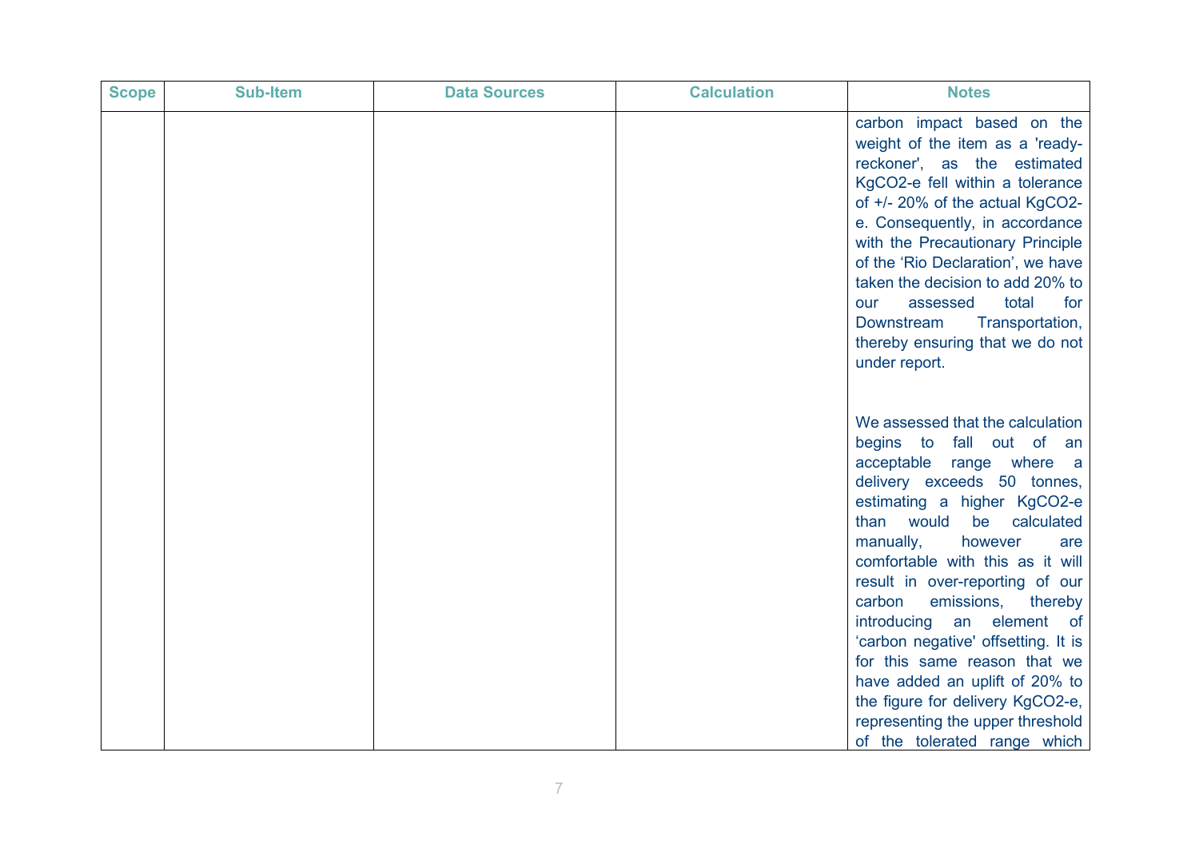| Scope | Sub-Item | Data Sources | Calculation | Notes |
|---|---|---|---|---|
| | | | | carbon impact based on the weight of the item as a 'ready-reckoner', as the estimated KgCO2-e fell within a tolerance of +/- 20% of the actual KgCO2-e. Consequently, in accordance with the Precautionary Principle of the 'Rio Declaration', we have taken the decision to add 20% to our assessed total for Downstream Transportation, thereby ensuring that we do not under report.<br><br>We assessed that the calculation begins to fall out of an acceptable range where a delivery exceeds 50 tonnes, estimating a higher KgCO2-e than would be calculated manually, however are comfortable with this as it will result in over-reporting of our carbon emissions, thereby introducing an element of 'carbon negative' offsetting. It is for this same reason that we have added an uplift of 20% to the figure for delivery KgCO2-e, representing the upper threshold of the tolerated range which |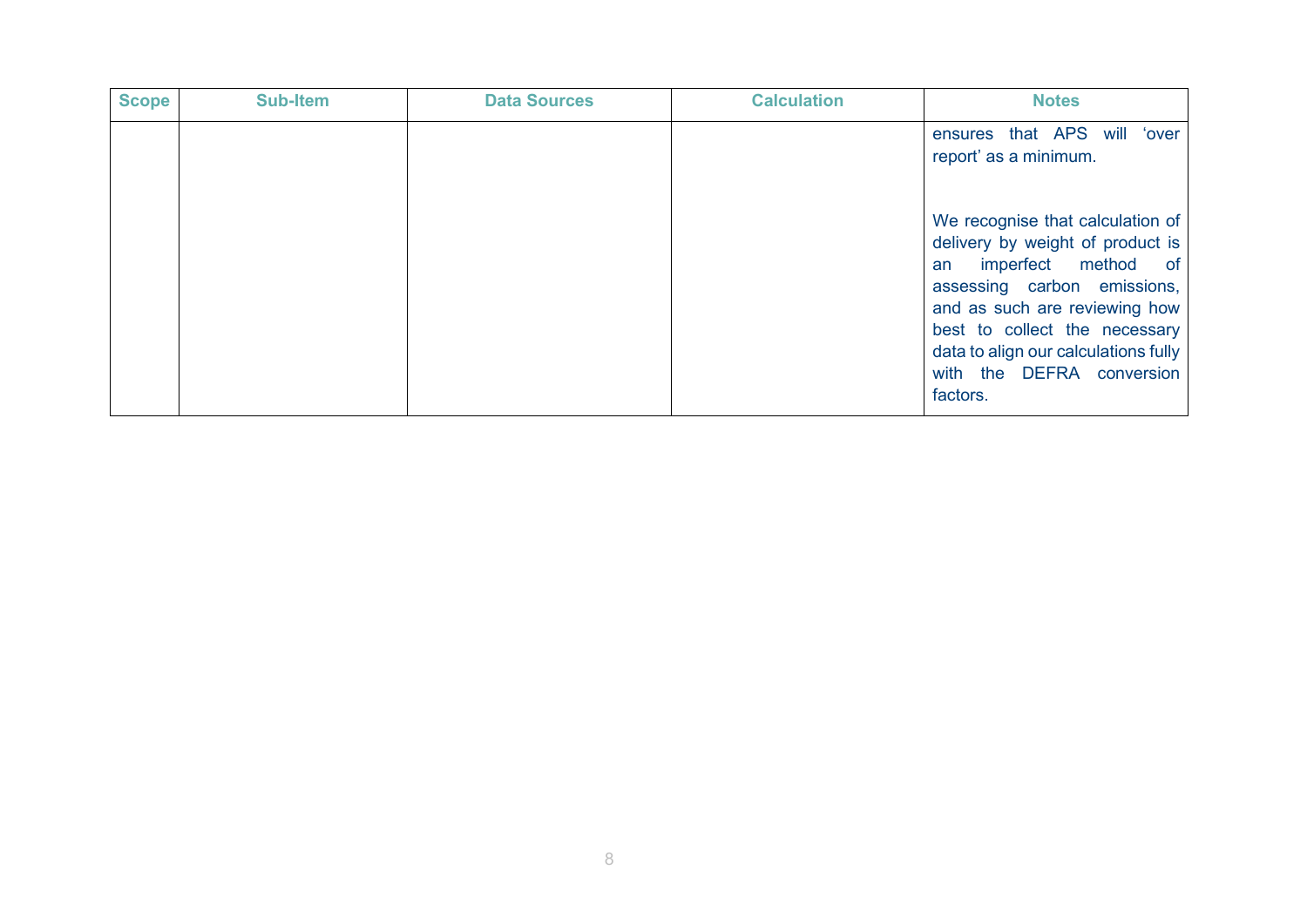| Scope | Sub-Item | Data Sources | Calculation | Notes |
|---|---|---|---|---|
| | | | | ensures that APS will 'over report' as a minimum.<br><br>We recognise that calculation of delivery by weight of product is an imperfect method of assessing carbon emissions, and as such are reviewing how best to collect the necessary data to align our calculations fully with the DEFRA conversion factors. |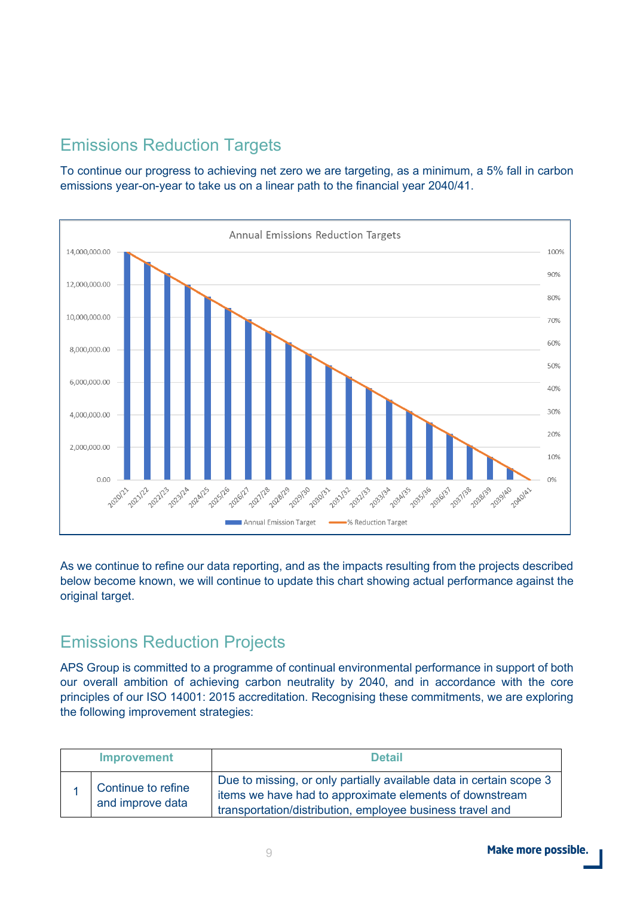## Emissions Reduction Targets

To continue our progress to achieving net zero we are targeting, as a minimum, a 5% fall in carbon emissions year-on-year to take us on a linear path to the financial year 2040/41.

Annual Emissions Reduction Targets

14,000,000.00
12,000,000.00
10,000,000.00
8,000,000.00
6,000,000.00
4,000,000.00
2,000,000.00
0.00

100%
90%
80%
70%
60%
50%
40%
30%
20%
10%
0%

2020/21 2021/22 2022/23 2023/24 2024/25 2025/26 2026/27 2027/28 2028/29 2029/30 2030/31 2031/32 2032/33 2033/34 2034/35 2035/36 2036/37 2037/38 2038/39 2039/40 2040/41

Annual Emission Target
% Reduction Target

As we continue to refine our data reporting, and as the impacts resulting from the projects described below become known, we will continue to update this chart showing actual performance against the original target.

## Emissions Reduction Projects

APS Group is committed to a programme of continual environmental performance in support of both our overall ambition of achieving carbon neutrality by 2040, and in accordance with the core principles of our ISO 14001: 2015 accreditation. Recognising these commitments, we are exploring the following improvement strategies:

| Improvement | | Detail |
|---|---|---|
| 1 | Continue to refine and improve data | Due to missing, or only partially available data in certain scope 3 items we have had to approximate elements of downstream transportation/distribution, employee business travel and |

Make more possible.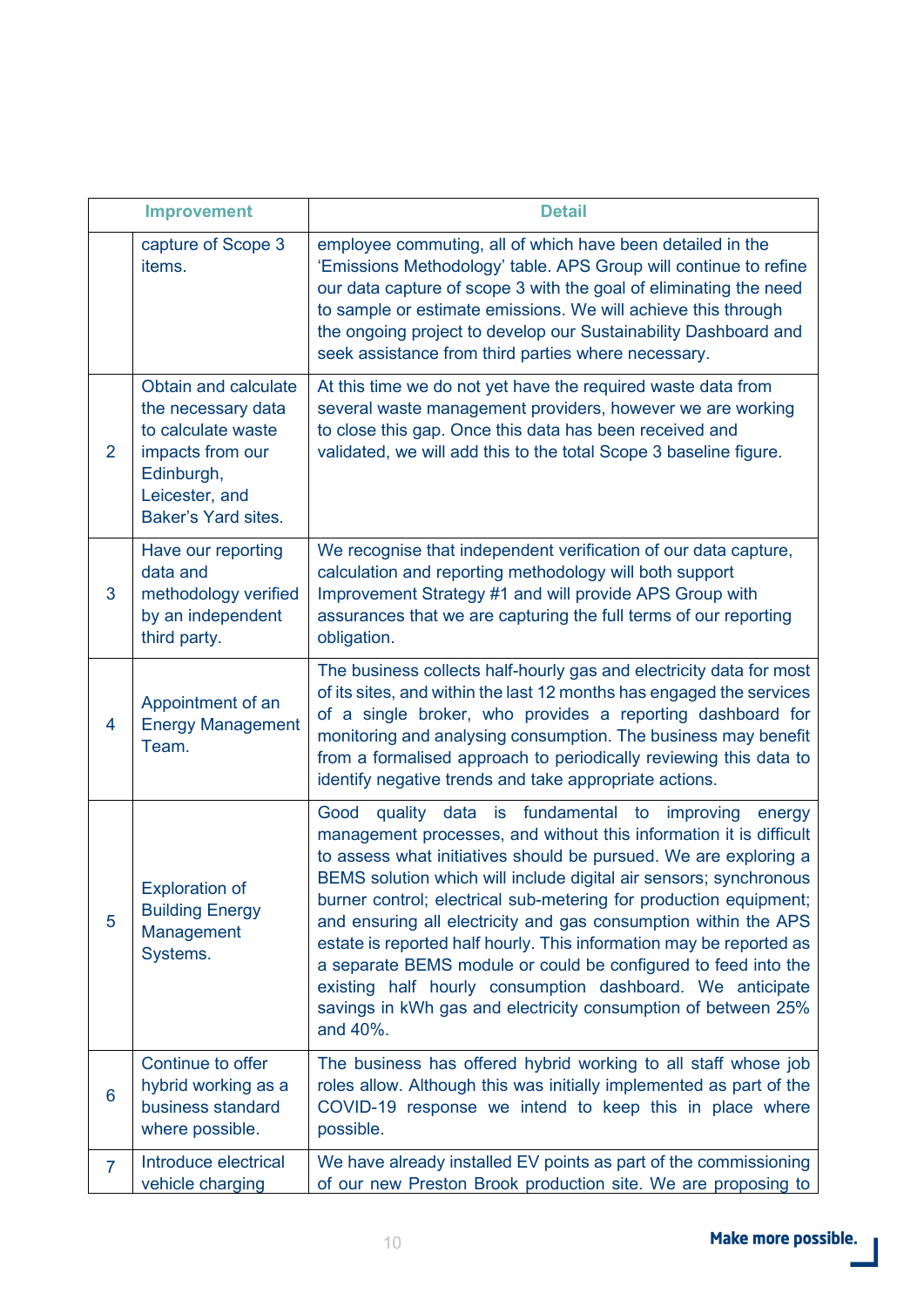| | Improvement | Detail |
|---|---|---|
| | capture of Scope 3 items. | employee commuting, all of which have been detailed in the 'Emissions Methodology' table. APS Group will continue to refine our data capture of scope 3 with the goal of eliminating the need to sample or estimate emissions. We will achieve this through the ongoing project to develop our Sustainability Dashboard and seek assistance from third parties where necessary. |
| 2 | Obtain and calculate the necessary data to calculate waste impacts from our Edinburgh, Leicester, and Baker's Yard sites. | At this time we do not yet have the required waste data from several waste management providers, however we are working to close this gap. Once this data has been received and validated, we will add this to the total Scope 3 baseline figure. |
| 3 | Have our reporting data and methodology verified by an independent third party. | We recognise that independent verification of our data capture, calculation and reporting methodology will both support Improvement Strategy #1 and will provide APS Group with assurances that we are capturing the full terms of our reporting obligation. |
| 4 | Appointment of an Energy Management Team. | The business collects half-hourly gas and electricity data for most of its sites, and within the last 12 months has engaged the services of a single broker, who provides a reporting dashboard for monitoring and analysing consumption. The business may benefit from a formalised approach to periodically reviewing this data to identify negative trends and take appropriate actions. |
| 5 | Exploration of Building Energy Management Systems. | Good quality data is fundamental to improving energy management processes, and without this information it is difficult to assess what initiatives should be pursued. We are exploring a BEMS solution which will include digital air sensors; synchronous burner control; electrical sub-metering for production equipment; and ensuring all electricity and gas consumption within the APS estate is reported half hourly. This information may be reported as a separate BEMS module or could be configured to feed into the existing half hourly consumption dashboard. We anticipate savings in kWh gas and electricity consumption of between 25% and 40%. |
| 6 | Continue to offer hybrid working as a business standard where possible. | The business has offered hybrid working to all staff whose job roles allow. Although this was initially implemented as part of the COVID-19 response we intend to keep this in place where possible. |
| 7 | Introduce electrical vehicle charging | We have already installed EV points as part of the commissioning of our new Preston Brook production site. We are proposing to |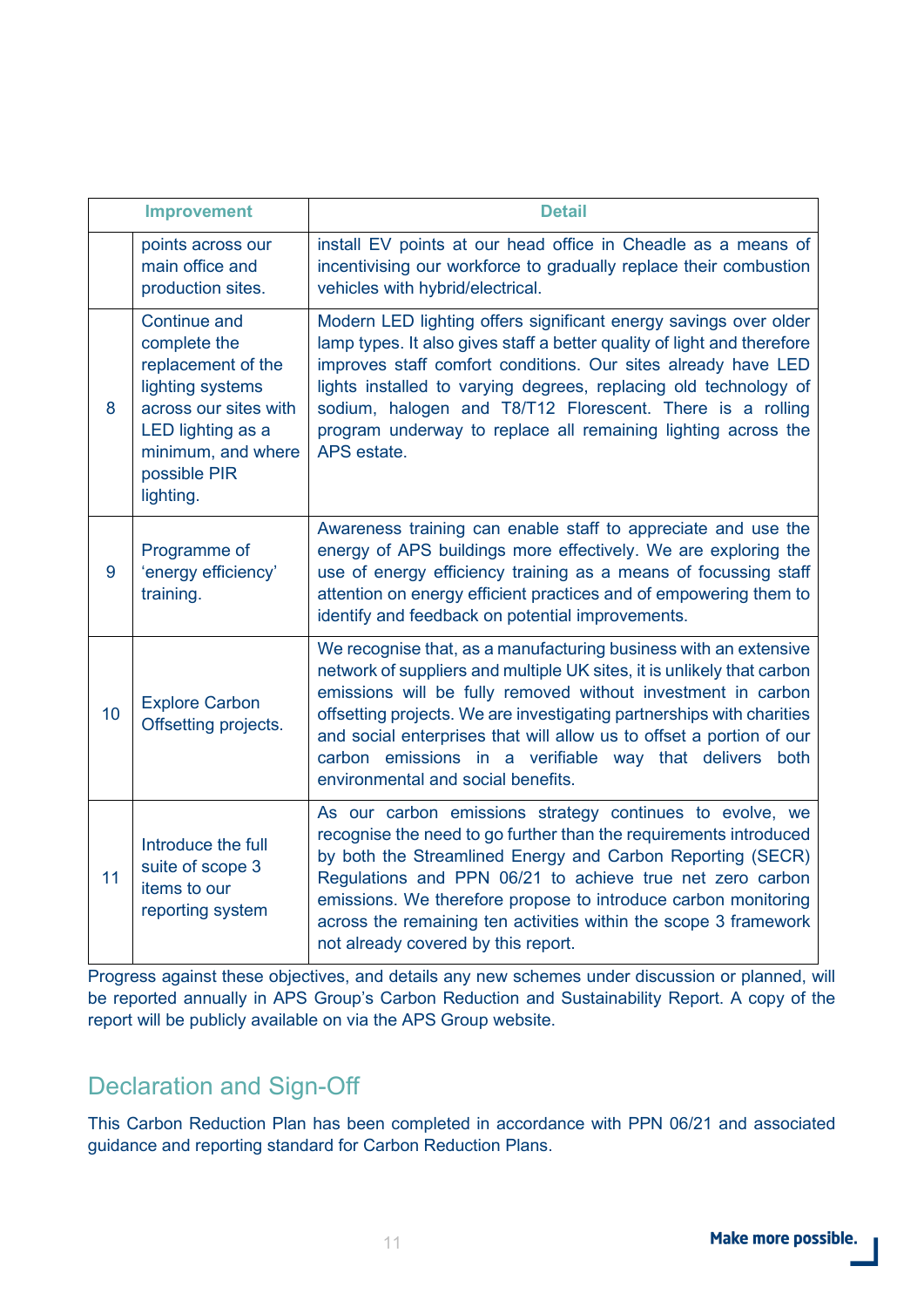| | Improvement | Detail |
|---|---|---|
| | points across our main office and production sites. | install EV points at our head office in Cheadle as a means of incentivising our workforce to gradually replace their combustion vehicles with hybrid/electrical. |
| 8 | Continue and complete the replacement of the lighting systems across our sites with LED lighting as a minimum, and where possible PIR lighting. | Modern LED lighting offers significant energy savings over older lamp types. It also gives staff a better quality of light and therefore improves staff comfort conditions. Our sites already have LED lights installed to varying degrees, replacing old technology of sodium, halogen and T8/T12 Florescent. There is a rolling program underway to replace all remaining lighting across the APS estate. |
| 9 | Programme of 'energy efficiency' training. | Awareness training can enable staff to appreciate and use the energy of APS buildings more effectively. We are exploring the use of energy efficiency training as a means of focussing staff attention on energy efficient practices and of empowering them to identify and feedback on potential improvements. |
| 10 | Explore Carbon Offsetting projects. | We recognise that, as a manufacturing business with an extensive network of suppliers and multiple UK sites, it is unlikely that carbon emissions will be fully removed without investment in carbon offsetting projects. We are investigating partnerships with charities and social enterprises that will allow us to offset a portion of our carbon emissions in a verifiable way that delivers both environmental and social benefits. |
| 11 | Introduce the full suite of scope 3 items to our reporting system | As our carbon emissions strategy continues to evolve, we recognise the need to go further than the requirements introduced by both the Streamlined Energy and Carbon Reporting (SECR) Regulations and PPN 06/21 to achieve true net zero carbon emissions. We therefore propose to introduce carbon monitoring across the remaining ten activities within the scope 3 framework not already covered by this report. |

Progress against these objectives, and details any new schemes under discussion or planned, will be reported annually in APS Group's Carbon Reduction and Sustainability Report. A copy of the report will be publicly available on via the APS Group website.

## Declaration and Sign-Off

This Carbon Reduction Plan has been completed in accordance with PPN 06/21 and associated guidance and reporting standard for Carbon Reduction Plans.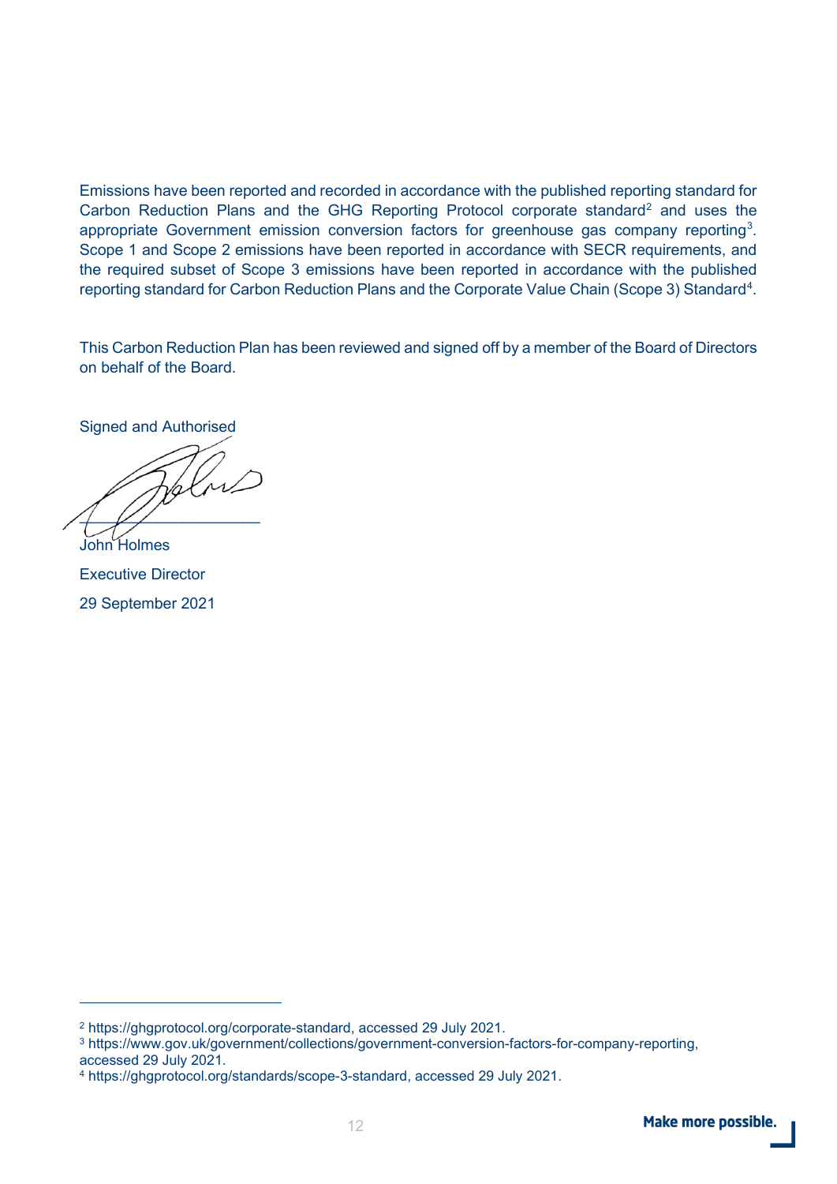Emissions have been reported and recorded in accordance with the published reporting standard for Carbon Reduction Plans and the GHG Reporting Protocol corporate standard[2] and uses the appropriate Government emission conversion factors for greenhouse gas company reporting[3]. Scope 1 and Scope 2 emissions have been reported in accordance with SECR requirements, and the required subset of Scope 3 emissions have been reported in accordance with the published reporting standard for Carbon Reduction Plans and the Corporate Value Chain (Scope 3) Standard[4].

This Carbon Reduction Plan has been reviewed and signed off by a member of the Board of Directors on behalf of the Board.

Signed and Authorised

John Holmes

Executive Director

29 September 2021

---

[2] https://ghgprotocol.org/corporate-standard, accessed 29 July 2021.

[3] https://www.gov.uk/government/collections/government-conversion-factors-for-company-reporting, accessed 29 July 2021.

[4] https://ghgprotocol.org/standards/scope-3-standard, accessed 29 July 2021.

**Make more possible.**